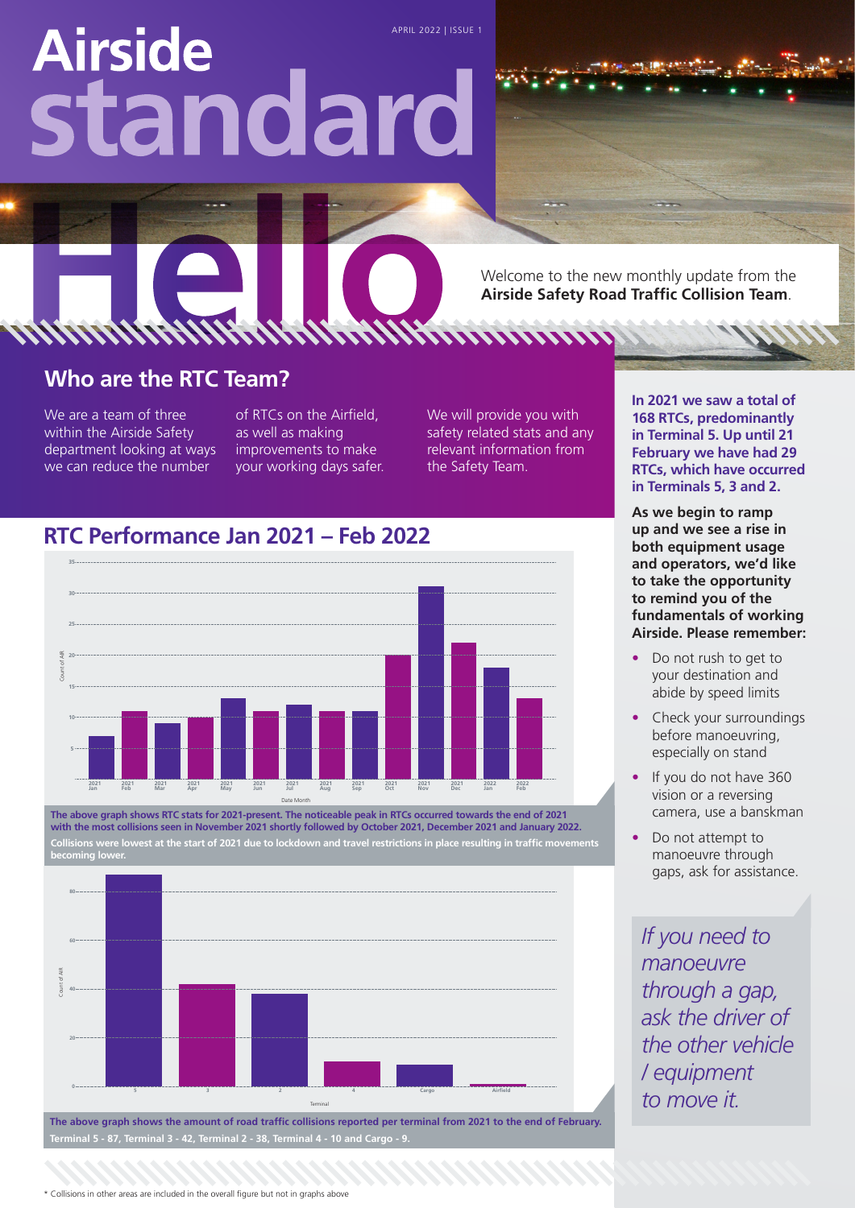# Airside standard

APRIL 2022 | ISSUE 1

## Hello

Welcome to the new monthly update from the **Airside Safety Road Traffic Collision Team**.

## Who are the RTC Team?

We are a team of three within the Airside Safety department looking at ways we can reduce the number of RTCs on the Airfield, as well as making improvements to make your working days safer.

We will provide you with safety related stats and any relevant information from the Safety Team.

**In 2021 we saw a total of 168 RTCs, predominantly in Terminal 5. Up until 21 February we have had 29 RTCs, which have occurred in Terminals 5, 3 and 2.**

**As we begin to ramp up and we see a rise in both equipment usage and operators, we'd like to take the opportunity to remind you of the fundamentals of working Airside. Please remember:**

- Do not rush to get to your destination and abide by speed limits
- Check your surroundings before manoeuvring, especially on stand
- If you do not have 360 vision or a reversing camera, use a banksman
- Do not attempt to manoeuvre through gaps, ask for assistance.

*If you need to manoeuvre through a gap, ask the driver of the other vehicle / equipment to move it.*

## RTC Performance Jan 2021 – Feb 2022

**The above graph shows RTC stats for 2021-present. The noticeable peak in RTCs occurred towards the end of 2021 with the most collisions seen in November 2021 shortly followed by October 2021, December 2021 and January 2022.**

**Collisions were lowest at the start of 2021 due to lockdown and travel restrictions in place resulting in traffic movements becoming lower.**

**The above graph shows the amount of road traffic collisions reported per terminal from 2021 to the end of February. Terminal 5 - 87, Terminal 3 - 42, Terminal 2 - 38, Terminal 4 - 10 and Cargo - 9.**

* Collisions in other areas are included in the overall figure but not in graphs above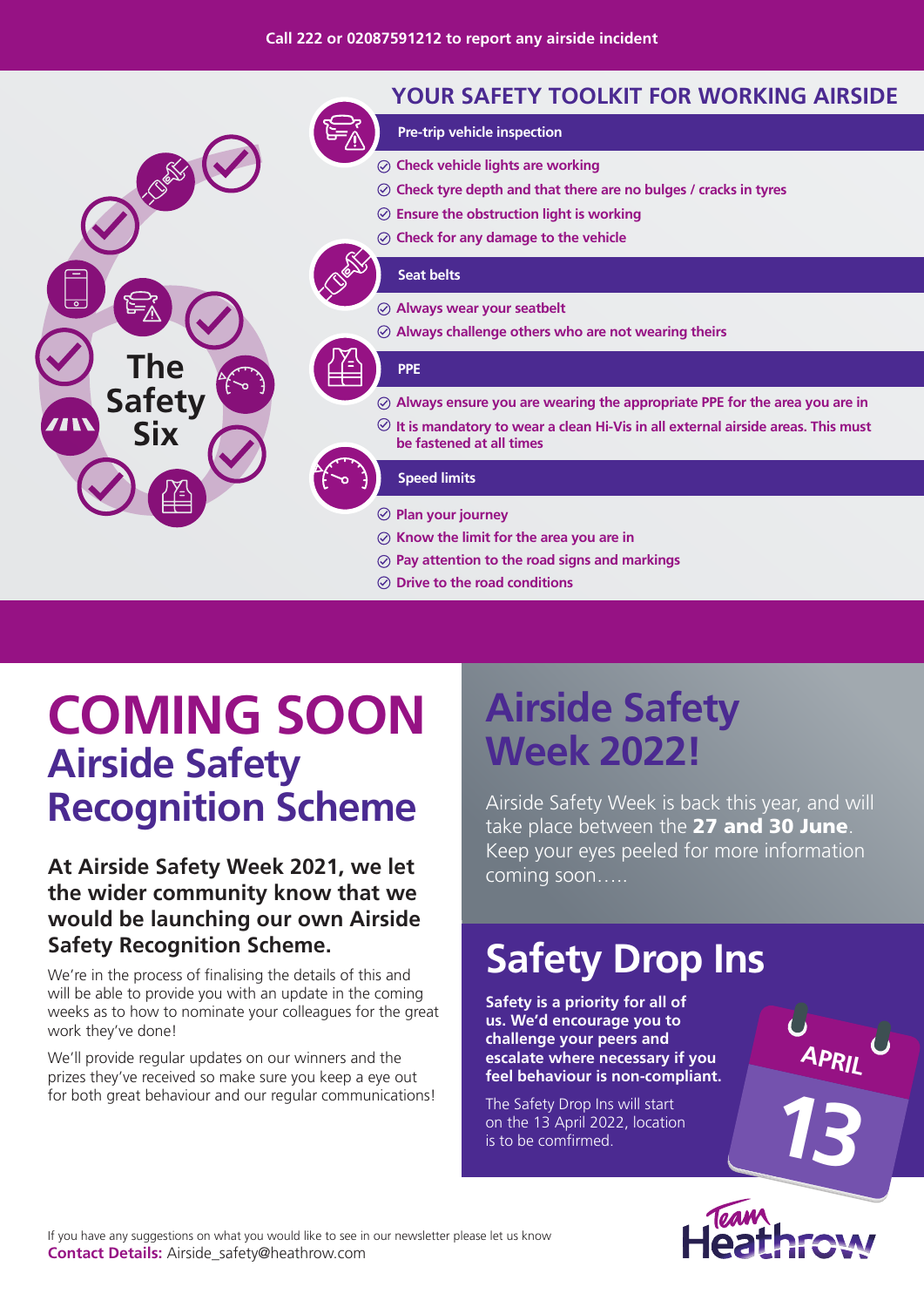Call 222 or 02087591212 to report any airside incident

## YOUR SAFETY TOOLKIT FOR WORKING AIRSIDE

The Safety Six

### Pre-trip vehicle inspection

- Check vehicle lights are working
- Check tyre depth and that there are no bulges / cracks in tyres
- Ensure the obstruction light is working
- Check for any damage to the vehicle

### Seat belts

- Always wear your seatbelt
- Always challenge others who are not wearing theirs

### PPE

- Always ensure you are wearing the appropriate PPE for the area you are in
- It is mandatory to wear a clean Hi-Vis in all external airside areas. This must be fastened at all times

### Speed limits

- Plan your journey
- Know the limit for the area you are in
- Pay attention to the road signs and markings
- Drive to the road conditions

# COMING SOON

## Airside Safety Recognition Scheme

**At Airside Safety Week 2021, we let the wider community know that we would be launching our own Airside Safety Recognition Scheme.**

We're in the process of finalising the details of this and will be able to provide you with an update in the coming weeks as to how to nominate your colleagues for the great work they've done!

We'll provide regular updates on our winners and the prizes they've received so make sure you keep a eye out for both great behaviour and our regular communications!

## Airside Safety Week 2022!

Airside Safety Week is back this year, and will take place between the **27 and 30 June**. Keep your eyes peeled for more information coming soon…..

## Safety Drop Ins

**Safety is a priority for all of us. We'd encourage you to challenge your peers and escalate where necessary if you feel behaviour is non-compliant.**

The Safety Drop Ins will start on the 13 April 2022, location is to be comfirmed.

APRIL 13

If you have any suggestions on what you would like to see in our newsletter please let us know
**Contact Details:** Airside_safety@heathrow.com

Team Heathrow